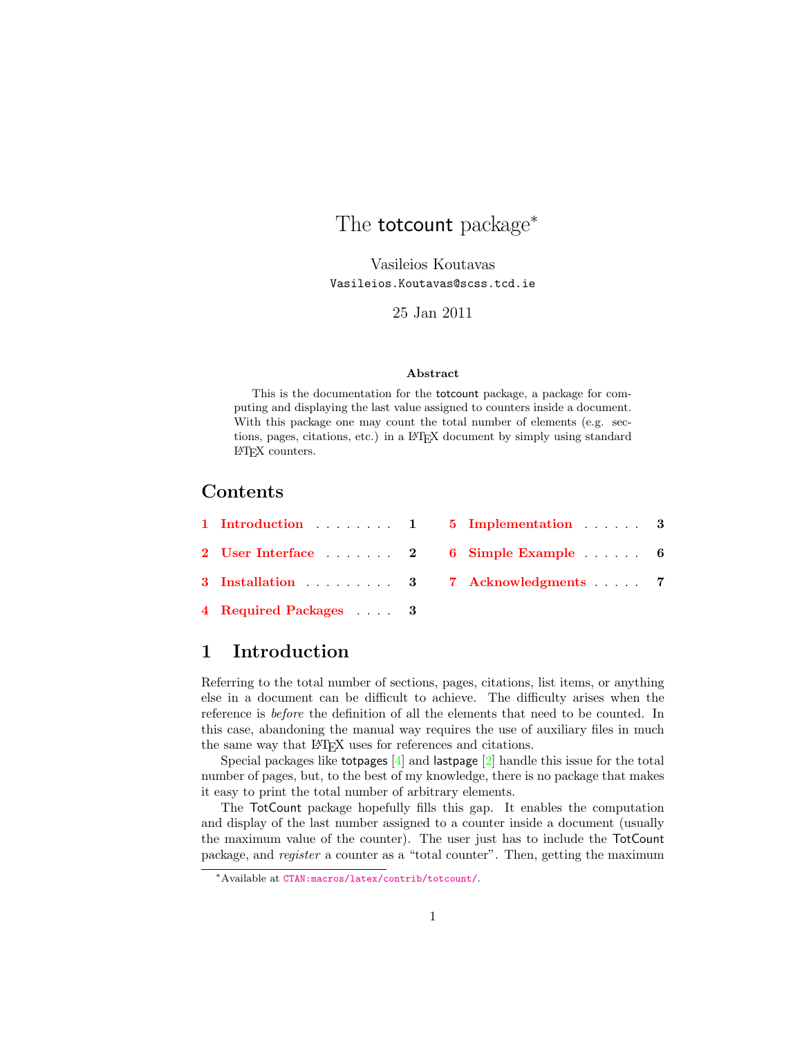# The totcount package*

Vasileios Koutavas
Vasileios.Koutavas@scss.tcd.ie

25 Jan 2011

**Abstract**

This is the documentation for the totcount package, a package for computing and displaying the last value assigned to counters inside a document. With this package one may count the total number of elements (e.g. sections, pages, citations, etc.) in a LaTeX document by simply using standard LaTeX counters.

## Contents

1 Introduction . . . . . . . . 1
2 User Interface . . . . . . . 2
3 Installation . . . . . . . . . 3
4 Required Packages . . . . 3
5 Implementation . . . . . . 3
6 Simple Example . . . . . . 6
7 Acknowledgments . . . . . 7

## 1 Introduction

Referring to the total number of sections, pages, citations, list items, or anything else in a document can be difficult to achieve. The difficulty arises when the reference is *before* the definition of all the elements that need to be counted. In this case, abandoning the manual way requires the use of auxiliary files in much the same way that LaTeX uses for references and citations.

Special packages like totpages [4] and lastpage [2] handle this issue for the total number of pages, but, to the best of my knowledge, there is no package that makes it easy to print the total number of arbitrary elements.

The TotCount package hopefully fills this gap. It enables the computation and display of the last number assigned to a counter inside a document (usually the maximum value of the counter). The user just has to include the TotCount package, and *register* a counter as a "total counter". Then, getting the maximum

*Available at CTAN:macros/latex/contrib/totcount/.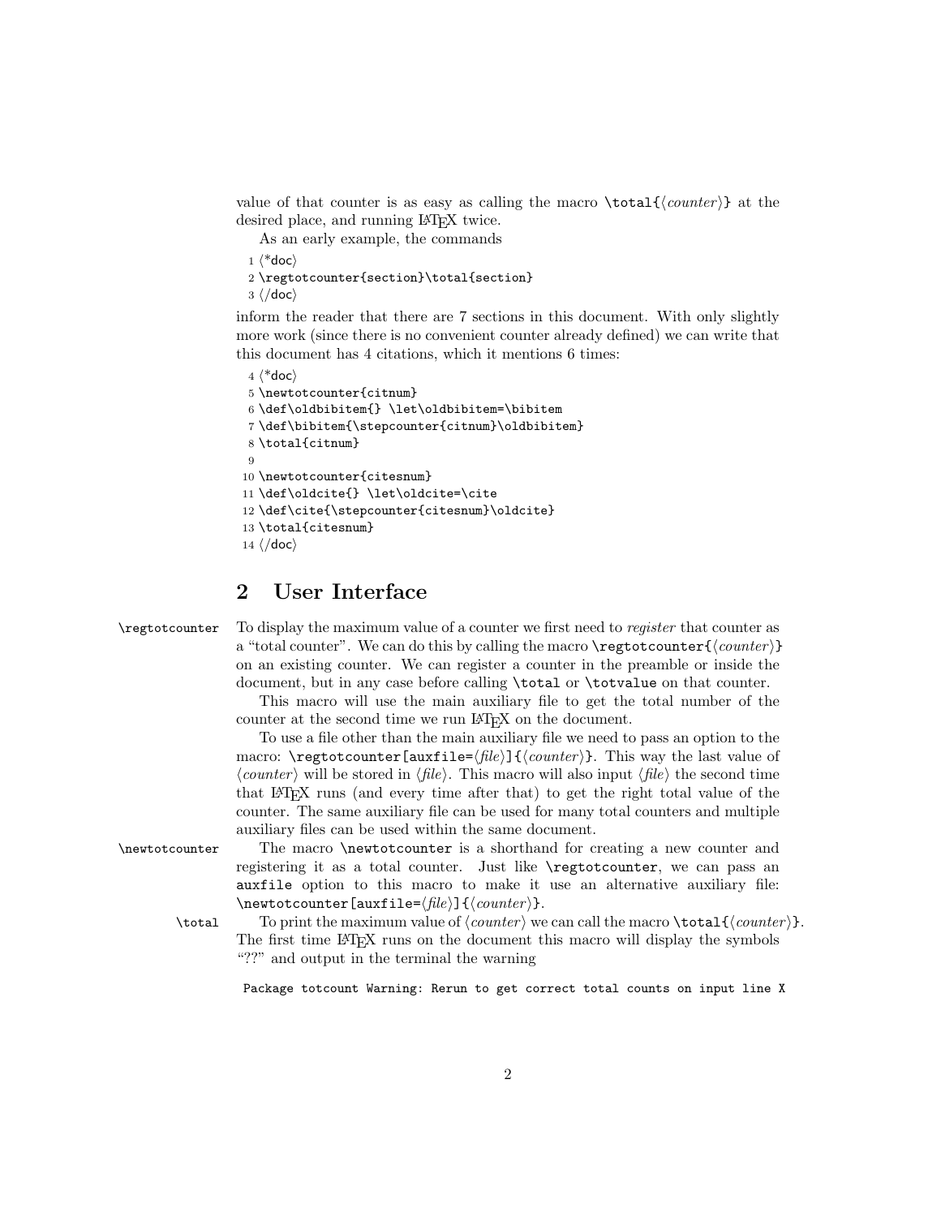value of that counter is as easy as calling the macro `\total{⟨counter⟩}` at the desired place, and running LaTeX twice.

As an early example, the commands

```
1 ⟨*doc⟩
2 \regtotcounter{section}\total{section}
3 ⟨/doc⟩
```

inform the reader that there are 7 sections in this document. With only slightly more work (since there is no convenient counter already defined) we can write that this document has 4 citations, which it mentions 6 times:

```
4 ⟨*doc⟩
5 \newtotcounter{citnum}
6 \def\oldbibitem{} \let\oldbibitem=\bibitem
7 \def\bibitem{\stepcounter{citnum}\oldbibitem}
8 \total{citnum}
9
10 \newtotcounter{citesnum}
11 \def\oldcite{} \let\oldcite=\cite
12 \def\cite{\stepcounter{citesnum}\oldcite}
13 \total{citesnum}
14 ⟨/doc⟩
```

## 2 User Interface

`\regtotcounter` To display the maximum value of a counter we first need to *register* that counter as a "total counter". We can do this by calling the macro `\regtotcounter{⟨counter⟩}` on an existing counter. We can register a counter in the preamble or inside the document, but in any case before calling `\total` or `\totvalue` on that counter.

This macro will use the main auxiliary file to get the total number of the counter at the second time we run LaTeX on the document.

To use a file other than the main auxiliary file we need to pass an option to the macro: `\regtotcounter[auxfile=⟨file⟩]{⟨counter⟩}`. This way the last value of ⟨*counter*⟩ will be stored in ⟨*file*⟩. This macro will also input ⟨*file*⟩ the second time that LaTeX runs (and every time after that) to get the right total value of the counter. The same auxiliary file can be used for many total counters and multiple auxiliary files can be used within the same document.

`\newtotcounter` The macro `\newtotcounter` is a shorthand for creating a new counter and registering it as a total counter. Just like `\regtotcounter`, we can pass an `auxfile` option to this macro to make it use an alternative auxiliary file: `\newtotcounter[auxfile=⟨file⟩]{⟨counter⟩}`.

`\total` To print the maximum value of ⟨*counter*⟩ we can call the macro `\total{⟨counter⟩}`. The first time LaTeX runs on the document this macro will display the symbols "??" and output in the terminal the warning

```
Package totcount Warning: Rerun to get correct total counts on input line X
```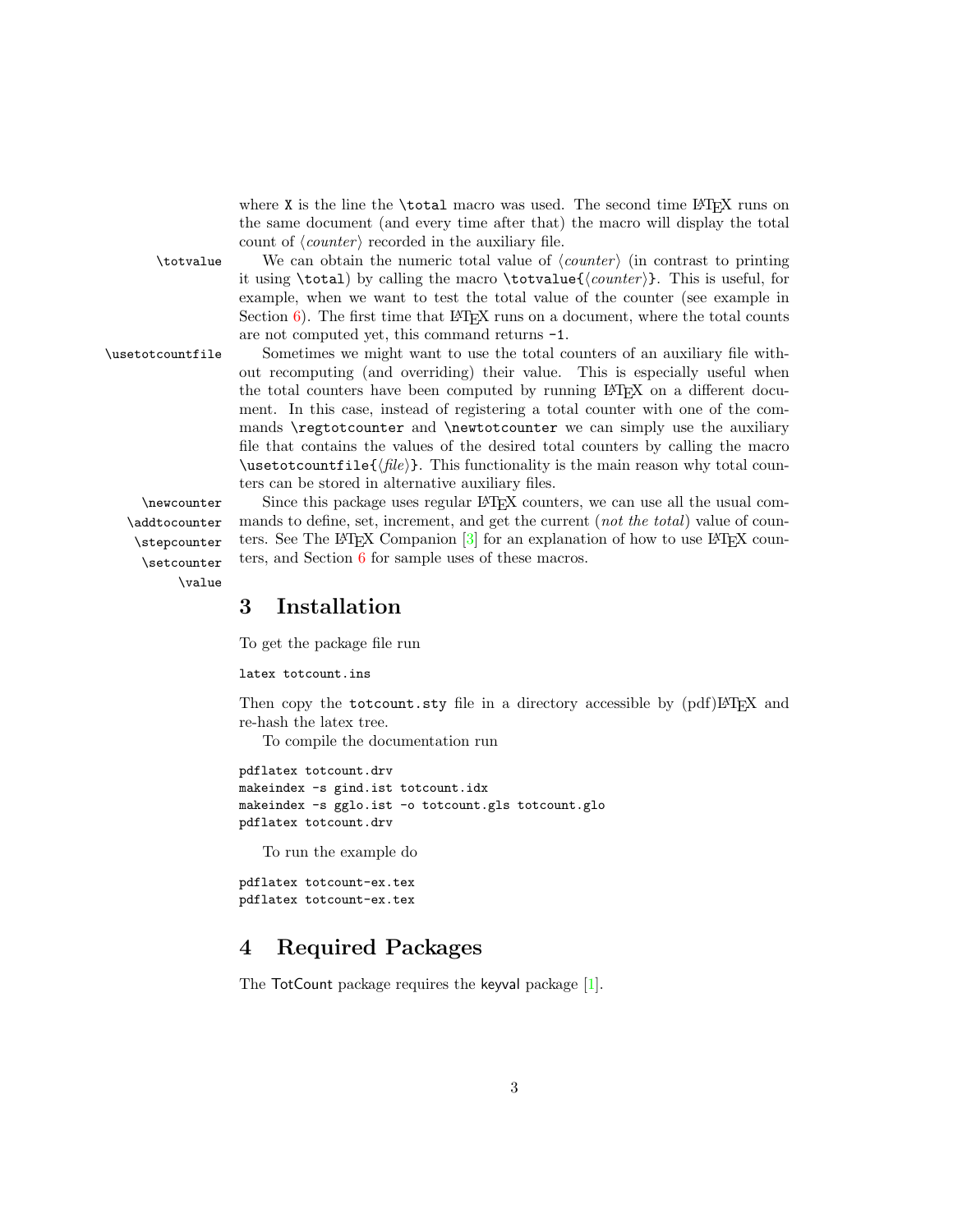where `X` is the line the `\total` macro was used. The second time LaTeX runs on the same document (and every time after that) the macro will display the total count of ⟨*counter*⟩ recorded in the auxiliary file.

`\totvalue` We can obtain the numeric total value of ⟨*counter*⟩ (in contrast to printing it using `\total`) by calling the macro `\totvalue{`⟨*counter*⟩`}`. This is useful, for example, when we want to test the total value of the counter (see example in Section 6). The first time that LaTeX runs on a document, where the total counts are not computed yet, this command returns `-1`.

`\usetotcountfile` Sometimes we might want to use the total counters of an auxiliary file without recomputing (and overriding) their value. This is especially useful when the total counters have been computed by running LaTeX on a different document. In this case, instead of registering a total counter with one of the commands `\regtotcounter` and `\newtotcounter` we can simply use the auxiliary file that contains the values of the desired total counters by calling the macro `\usetotcountfile{`⟨*file*⟩`}`. This functionality is the main reason why total counters can be stored in alternative auxiliary files.

`\newcounter` `\addtocounter` `\stepcounter` `\setcounter` `\value` Since this package uses regular LaTeX counters, we can use all the usual commands to define, set, increment, and get the current (*not the total*) value of counters. See The LaTeX Companion [3] for an explanation of how to use LaTeX counters, and Section 6 for sample uses of these macros.

## 3 Installation

To get the package file run

```
latex totcount.ins
```

Then copy the `totcount.sty` file in a directory accessible by (pdf)LaTeX and re-hash the latex tree.

To compile the documentation run

```
pdflatex totcount.drv
makeindex -s gind.ist totcount.idx
makeindex -s gglo.ist -o totcount.gls totcount.glo
pdflatex totcount.drv
```

To run the example do

```
pdflatex totcount-ex.tex
pdflatex totcount-ex.tex
```

## 4 Required Packages

The TotCount package requires the keyval package [1].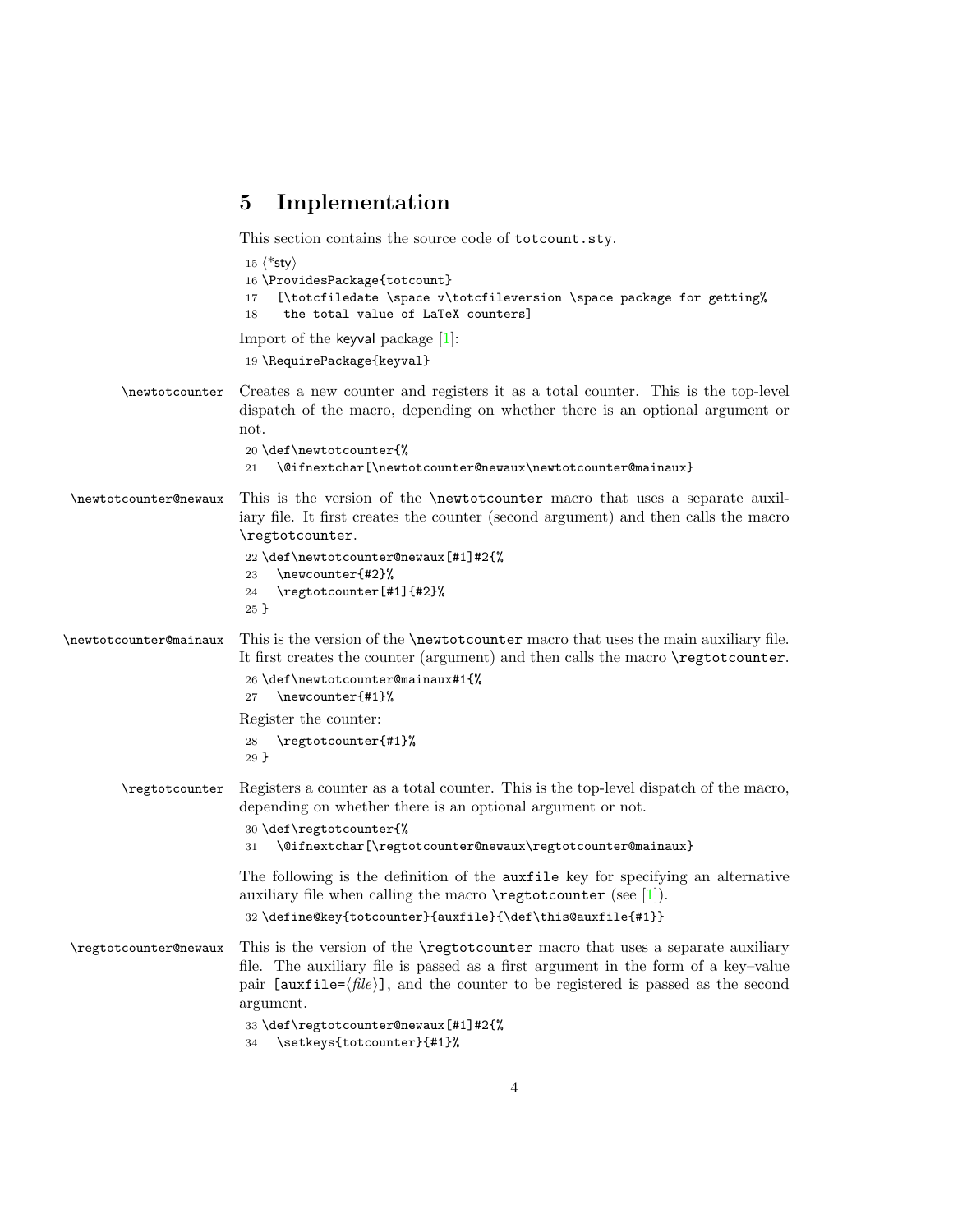## 5 Implementation

This section contains the source code of `totcount.sty`.

```
15 ⟨*sty⟩
16 \ProvidesPackage{totcount}
17   [\totcfiledate \space v\totcfileversion \space package for getting%
18    the total value of LaTeX counters]
```

Import of the keyval package [1]:

```
19 \RequirePackage{keyval}
```

`\newtotcounter` Creates a new counter and registers it as a total counter. This is the top-level dispatch of the macro, depending on whether there is an optional argument or not.

```
20 \def\newtotcounter{%
21   \@ifnextchar[\newtotcounter@newaux\newtotcounter@mainaux}
```

`\newtotcounter@newaux` This is the version of the `\newtotcounter` macro that uses a separate auxiliary file. It first creates the counter (second argument) and then calls the macro `\regtotcounter`.

```
22 \def\newtotcounter@newaux[#1]#2{%
23   \newcounter{#2}%
24   \regtotcounter[#1]{#2}%
25 }
```

`\newtotcounter@mainaux` This is the version of the `\newtotcounter` macro that uses the main auxiliary file. It first creates the counter (argument) and then calls the macro `\regtotcounter`.

```
26 \def\newtotcounter@mainaux#1{%
27   \newcounter{#1}%
```

Register the counter:

```
28   \regtotcounter{#1}%
29 }
```

`\regtotcounter` Registers a counter as a total counter. This is the top-level dispatch of the macro, depending on whether there is an optional argument or not.

```
30 \def\regtotcounter{%
31   \@ifnextchar[\regtotcounter@newaux\regtotcounter@mainaux}
```

The following is the definition of the `auxfile` key for specifying an alternative auxiliary file when calling the macro `\regtotcounter` (see [1]).

```
32 \define@key{totcounter}{auxfile}{\def\this@auxfile{#1}}
```

`\regtotcounter@newaux` This is the version of the `\regtotcounter` macro that uses a separate auxiliary file. The auxiliary file is passed as a first argument in the form of a key–value pair `[auxfile=`⟨*file*⟩`]`, and the counter to be registered is passed as the second argument.

```
33 \def\regtotcounter@newaux[#1]#2{%
34   \setkeys{totcounter}{#1}%
```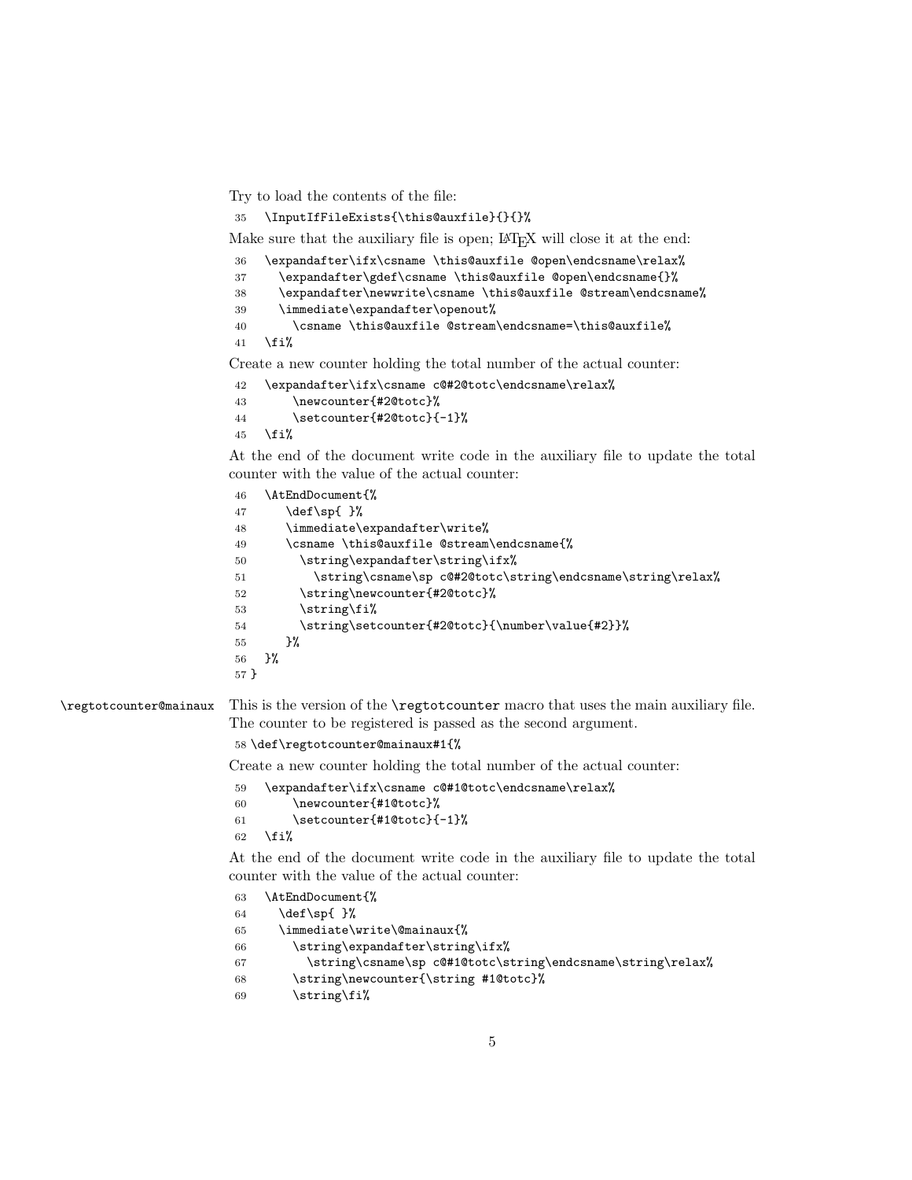Try to load the contents of the file:

```
35   \InputIfFileExists{\this@auxfile}{}{}%
```

Make sure that the auxiliary file is open; LaTeX will close it at the end:

```
36   \expandafter\ifx\csname \this@auxfile @open\endcsname\relax%
37     \expandafter\gdef\csname \this@auxfile @open\endcsname{}%
38     \expandafter\newwrite\csname \this@auxfile @stream\endcsname%
39     \immediate\expandafter\openout%
40       \csname \this@auxfile @stream\endcsname=\this@auxfile%
41   \fi%
```

Create a new counter holding the total number of the actual counter:

```
42   \expandafter\ifx\csname c@#2@totc\endcsname\relax%
43       \newcounter{#2@totc}%
44       \setcounter{#2@totc}{-1}%
45   \fi%
```

At the end of the document write code in the auxiliary file to update the total counter with the value of the actual counter:

```
46   \AtEndDocument{%
47       \def\sp{ }%
48       \immediate\expandafter\write%
49       \csname \this@auxfile @stream\endcsname{%
50         \string\expandafter\string\ifx%
51           \string\csname\sp c@#2@totc\string\endcsname\string\relax%
52         \string\newcounter{#2@totc}%
53         \string\fi%
54         \string\setcounter{#2@totc}{\number\value{#2}}%
55       }%
56   }%
57 }
```

`\regtotcounter@mainaux` This is the version of the `\regtotcounter` macro that uses the main auxiliary file. The counter to be registered is passed as the second argument.

```
58 \def\regtotcounter@mainaux#1{%
```

Create a new counter holding the total number of the actual counter:

```
59   \expandafter\ifx\csname c@#1@totc\endcsname\relax%
60       \newcounter{#1@totc}%
61       \setcounter{#1@totc}{-1}%
62   \fi%
```

At the end of the document write code in the auxiliary file to update the total counter with the value of the actual counter:

```
63   \AtEndDocument{%
64     \def\sp{ }%
65     \immediate\write\@mainaux{%
66       \string\expandafter\string\ifx%
67         \string\csname\sp c@#1@totc\string\endcsname\string\relax%
68       \string\newcounter{\string #1@totc}%
69       \string\fi%
```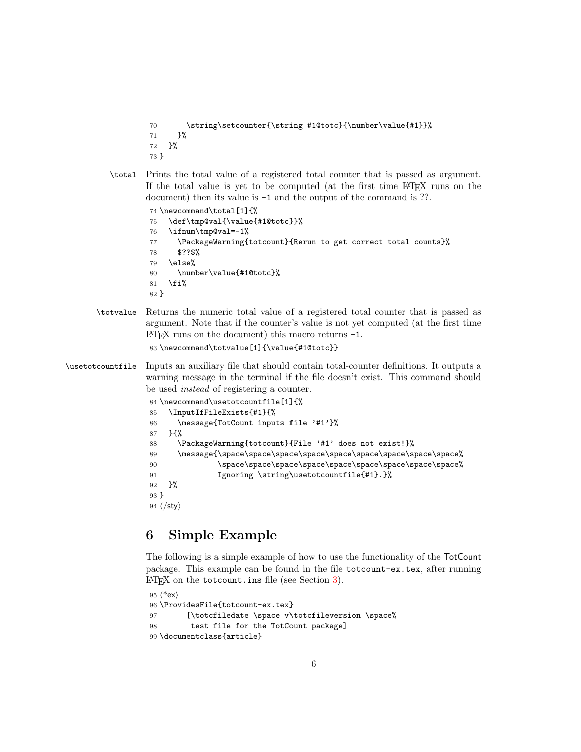```
70      \string\setcounter{\string #1@totc}{\number\value{#1}}%
71    }%
72  }%
73 }
```

`\total` Prints the total value of a registered total counter that is passed as argument. If the total value is yet to be computed (at the first time LaTeX runs on the document) then its value is `-1` and the output of the command is ??.

```
74 \newcommand\total[1]{%
75   \def\tmp@val{\value{#1@totc}}%
76   \ifnum\tmp@val=-1%
77     \PackageWarning{totcount}{Rerun to get correct total counts}%
78     $??$%
79   \else%
80     \number\value{#1@totc}%
81   \fi%
82 }
```

`\totvalue` Returns the numeric total value of a registered total counter that is passed as argument. Note that if the counter's value is not yet computed (at the first time LaTeX runs on the document) this macro returns `-1`.

```
83 \newcommand\totvalue[1]{\value{#1@totc}}
```

`\usetotcountfile` Inputs an auxiliary file that should contain total-counter definitions. It outputs a warning message in the terminal if the file doesn't exist. This command should be used *instead* of registering a counter.

```
84 \newcommand\usetotcountfile[1]{%
85   \InputIfFileExists{#1}{%
86     \message{TotCount inputs file '#1'}%
87   }{%
88     \PackageWarning{totcount}{File '#1' does not exist!}%
89     \message{\space\space\space\space\space\space\space\space\space%
90              \space\space\space\space\space\space\space\space\space%
91              Ignoring \string\usetotcountfile{#1}.}%
92   }%
93 }
94 </sty>
```

# 6 Simple Example

The following is a simple example of how to use the functionality of the TotCount package. This example can be found in the file `totcount-ex.tex`, after running LaTeX on the `totcount.ins` file (see Section 3).

```
95 <*ex>
96 \ProvidesFile{totcount-ex.tex}
97      [\totcfiledate \space v\totcfileversion \space%
98       test file for the TotCount package]
99 \documentclass{article}
```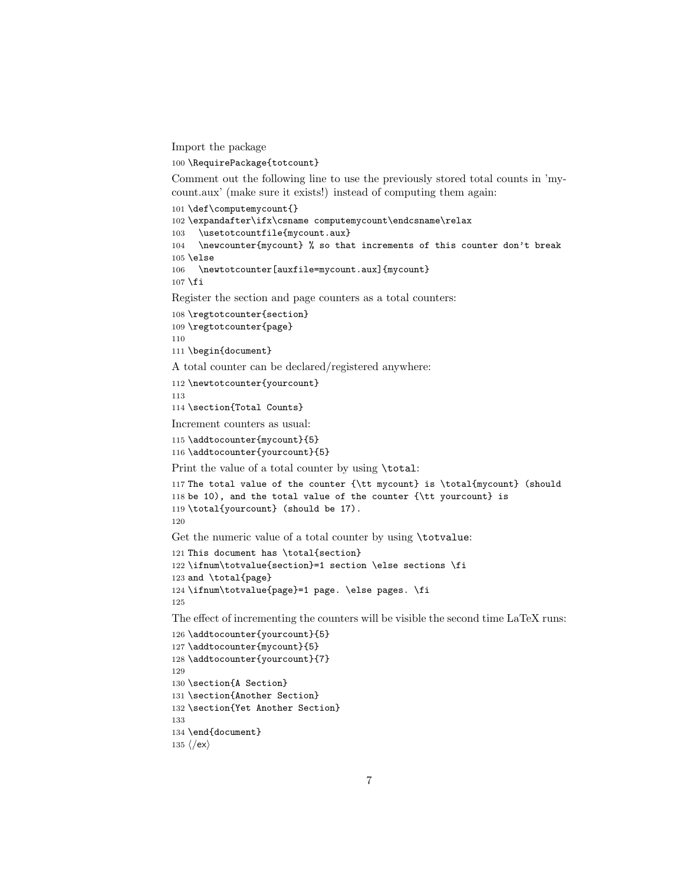Import the package

```
100 \RequirePackage{totcount}
```

Comment out the following line to use the previously stored total counts in 'mycount.aux' (make sure it exists!) instead of computing them again:

```
101 \def\computemycount{}
102 \expandafter\ifx\csname computemycount\endcsname\relax
103   \usetotcountfile{mycount.aux}
104   \newcounter{mycount} % so that increments of this counter don't break
105 \else
106   \newtotcounter[auxfile=mycount.aux]{mycount}
107 \fi
```

Register the section and page counters as a total counters:

```
108 \regtotcounter{section}
109 \regtotcounter{page}
110
111 \begin{document}
```

A total counter can be declared/registered anywhere:

```
112 \newtotcounter{yourcount}
113
114 \section{Total Counts}
```

Increment counters as usual:

```
115 \addtocounter{mycount}{5}
116 \addtocounter{yourcount}{5}
```

Print the value of a total counter by using `\total`:

```
117 The total value of the counter {\tt mycount} is \total{mycount} (should
118 be 10), and the total value of the counter {\tt yourcount} is
119 \total{yourcount} (should be 17).
120
```

Get the numeric value of a total counter by using `\totvalue`:

```
121 This document has \total{section}
122 \ifnum\totvalue{section}=1 section \else sections \fi
123 and \total{page}
124 \ifnum\totvalue{page}=1 page. \else pages. \fi
125
```

The effect of incrementing the counters will be visible the second time LaTeX runs:

```
126 \addtocounter{yourcount}{5}
127 \addtocounter{mycount}{5}
128 \addtocounter{yourcount}{7}
129
130 \section{A Section}
131 \section{Another Section}
132 \section{Yet Another Section}
133
134 \end{document}
135 ⟨/ex⟩
```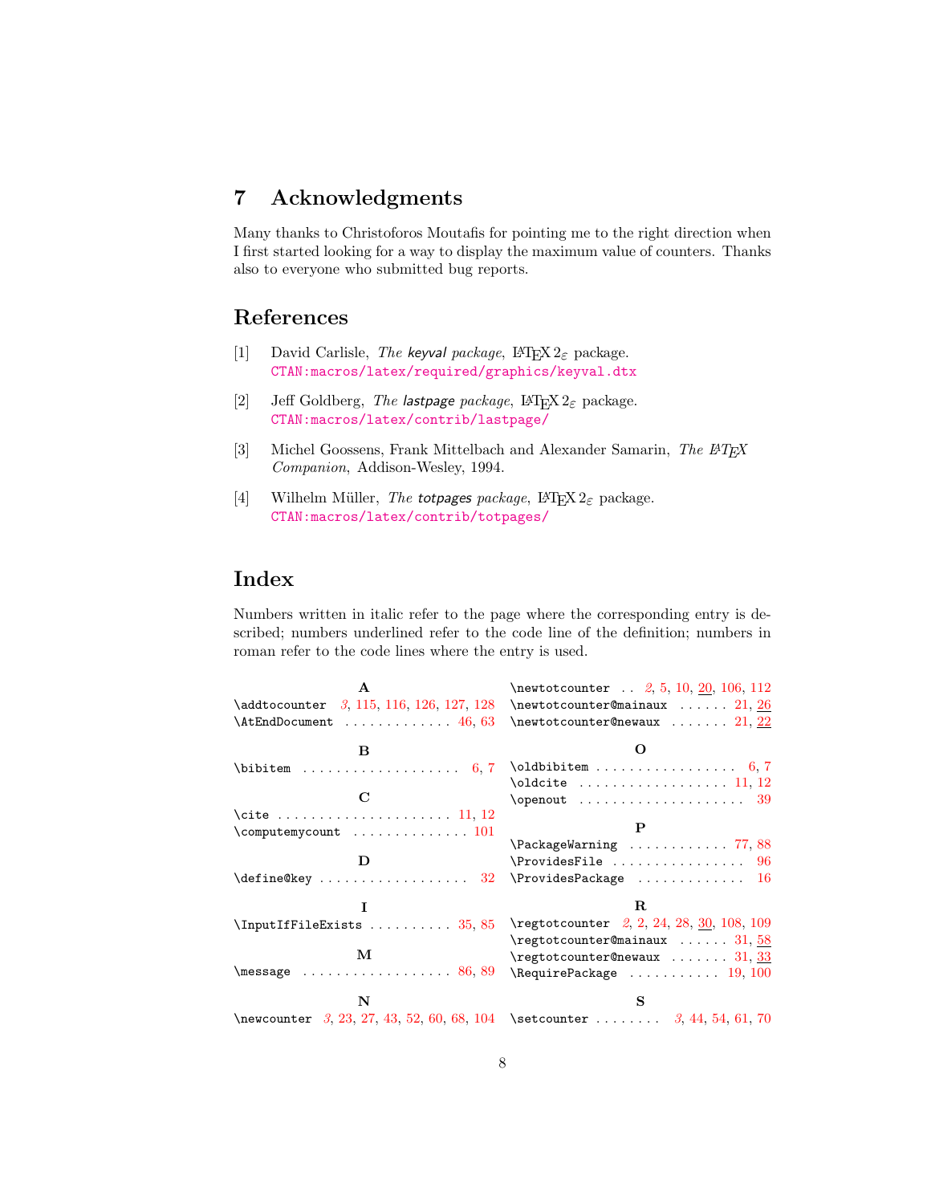## 7 Acknowledgments

Many thanks to Christoforos Moutafis for pointing me to the right direction when I first started looking for a way to display the maximum value of counters. Thanks also to everyone who submitted bug reports.

## References

[1] David Carlisle, *The keyval package*, LaTeX 2ε package. `CTAN:macros/latex/required/graphics/keyval.dtx`

[2] Jeff Goldberg, *The lastpage package*, LaTeX 2ε package. `CTAN:macros/latex/contrib/lastpage/`

[3] Michel Goossens, Frank Mittelbach and Alexander Samarin, *The LaTeX Companion*, Addison-Wesley, 1994.

[4] Wilhelm Müller, *The totpages package*, LaTeX 2ε package. `CTAN:macros/latex/contrib/totpages/`

## Index

Numbers written in italic refer to the page where the corresponding entry is described; numbers underlined refer to the code line of the definition; numbers in roman refer to the code lines where the entry is used.

**A**

`\addtocounter` ... *3*, 115, 116, 126, 127, 128
`\AtEndDocument` ... 46, 63

**B**

`\bibitem` ... 6, 7

**C**

`\cite` ... 11, 12
`\computemycount` ... 101

**D**

`\define@key` ... 32

**I**

`\InputIfFileExists` ... 35, 85

**M**

`\message` ... 86, 89

**N**

`\newcounter` ... *3*, 23, 27, 43, 52, 60, 68, 104
`\newtotcounter` ... *2*, 5, 10, <u>20</u>, 106, 112
`\newtotcounter@mainaux` ... 21, <u>26</u>
`\newtotcounter@newaux` ... 21, <u>22</u>

**O**

`\oldbibitem` ... 6, 7
`\oldcite` ... 11, 12
`\openout` ... 39

**P**

`\PackageWarning` ... 77, 88
`\ProvidesFile` ... 96
`\ProvidesPackage` ... 16

**R**

`\regtotcounter` ... *2*, 2, 24, 28, <u>30</u>, 108, 109
`\regtotcounter@mainaux` ... 31, <u>58</u>
`\regtotcounter@newaux` ... 31, <u>33</u>
`\RequirePackage` ... 19, 100

**S**

`\setcounter` ... *3*, 44, 54, 61, 70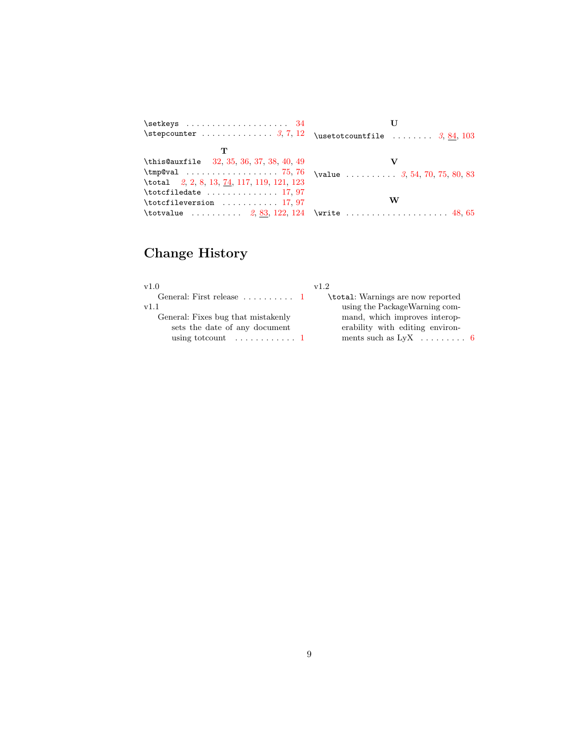\setkeys . . . . . . . . . . . . . . . . . . . . 34
\stepcounter . . . . . . . . . . . . . . *3*, 7, 12

**T**

\this@auxfile 32, 35, 36, 37, 38, 40, 49
\tmp@val . . . . . . . . . . . . . . . . . . 75, 76
\total *2*, 2, 8, 13, 74, 117, 119, 121, 123
\totcfiledate . . . . . . . . . . . . . . 17, 97
\totcfileversion . . . . . . . . . . . 17, 97
\totvalue . . . . . . . . . . *2*, 83, 122, 124

**U**

\usetotcountfile . . . . . . . . *3*, 84, 103

**V**

\value . . . . . . . . . . *3*, 54, 70, 75, 80, 83

**W**

\write . . . . . . . . . . . . . . . . . . . . 48, 65

## Change History

v1.0
General: First release . . . . . . . . . . 1

v1.1
General: Fixes bug that mistakenly sets the date of any document using totcount . . . . . . . . . . . . 1

v1.2
\total: Warnings are now reported using the PackageWarning command, which improves interoperability with editing environments such as LyX . . . . . . . . . 6